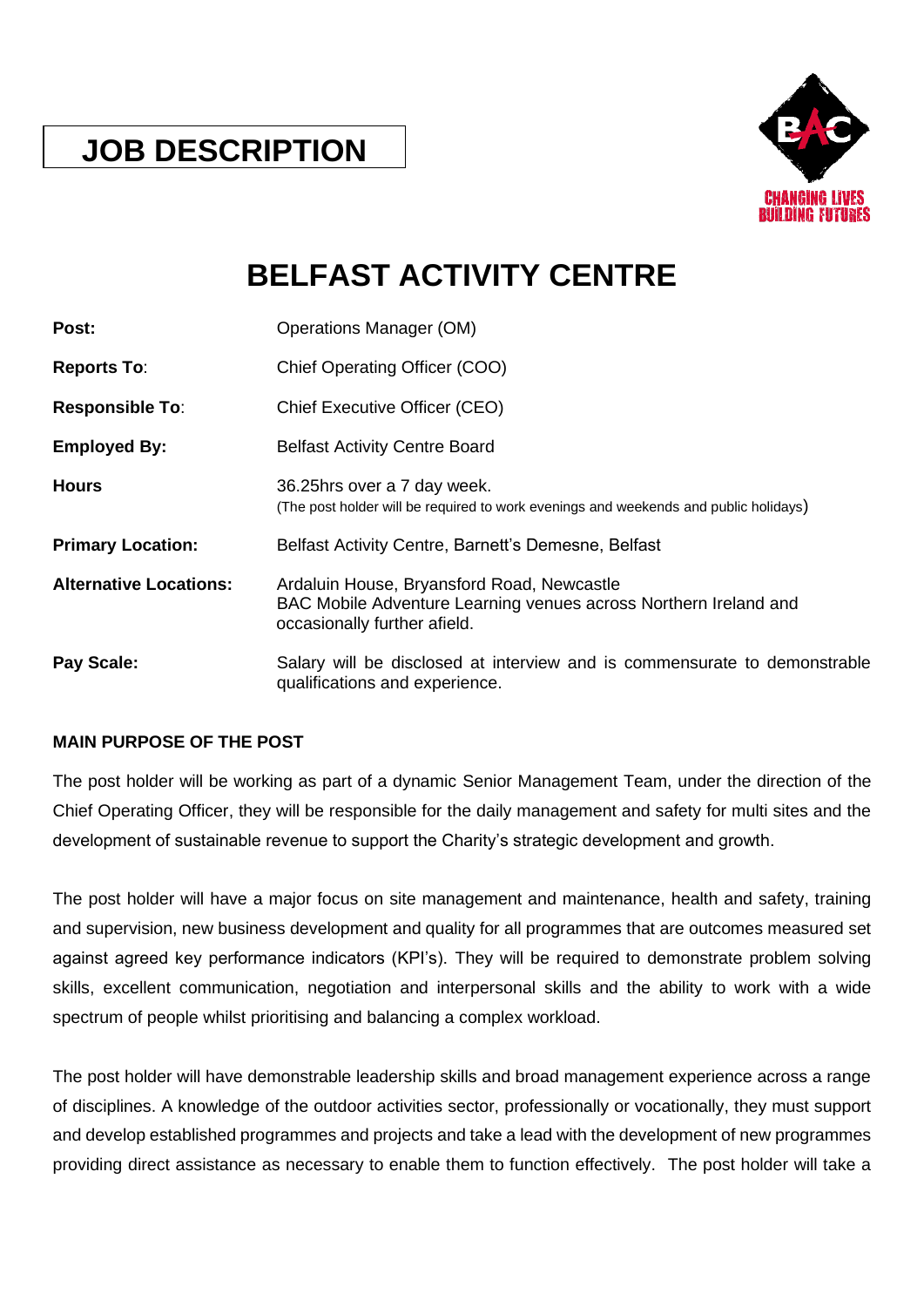# JOB DESCRIPTION

CHANGING LIVES BUILDING FUTURES

# BELFAST ACTIVITY CENTRE

| | |
|---|---|
| **Post:** | Operations Manager (OM) |
| **Reports To**: | Chief Operating Officer (COO) |
| **Responsible To**: | Chief Executive Officer (CEO) |
| **Employed By:** | Belfast Activity Centre Board |
| **Hours** | 36.25hrs over a 7 day week. (The post holder will be required to work evenings and weekends and public holidays) |
| **Primary Location:** | Belfast Activity Centre, Barnett's Demesne, Belfast |
| **Alternative Locations:** | Ardaluin House, Bryansford Road, Newcastle<br>BAC Mobile Adventure Learning venues across Northern Ireland and occasionally further afield. |
| **Pay Scale:** | Salary will be disclosed at interview and is commensurate to demonstrable qualifications and experience. |

**MAIN PURPOSE OF THE POST**

The post holder will be working as part of a dynamic Senior Management Team, under the direction of the Chief Operating Officer, they will be responsible for the daily management and safety for multi sites and the development of sustainable revenue to support the Charity's strategic development and growth.

The post holder will have a major focus on site management and maintenance, health and safety, training and supervision, new business development and quality for all programmes that are outcomes measured set against agreed key performance indicators (KPI's). They will be required to demonstrate problem solving skills, excellent communication, negotiation and interpersonal skills and the ability to work with a wide spectrum of people whilst prioritising and balancing a complex workload.

The post holder will have demonstrable leadership skills and broad management experience across a range of disciplines. A knowledge of the outdoor activities sector, professionally or vocationally, they must support and develop established programmes and projects and take a lead with the development of new programmes providing direct assistance as necessary to enable them to function effectively. The post holder will take a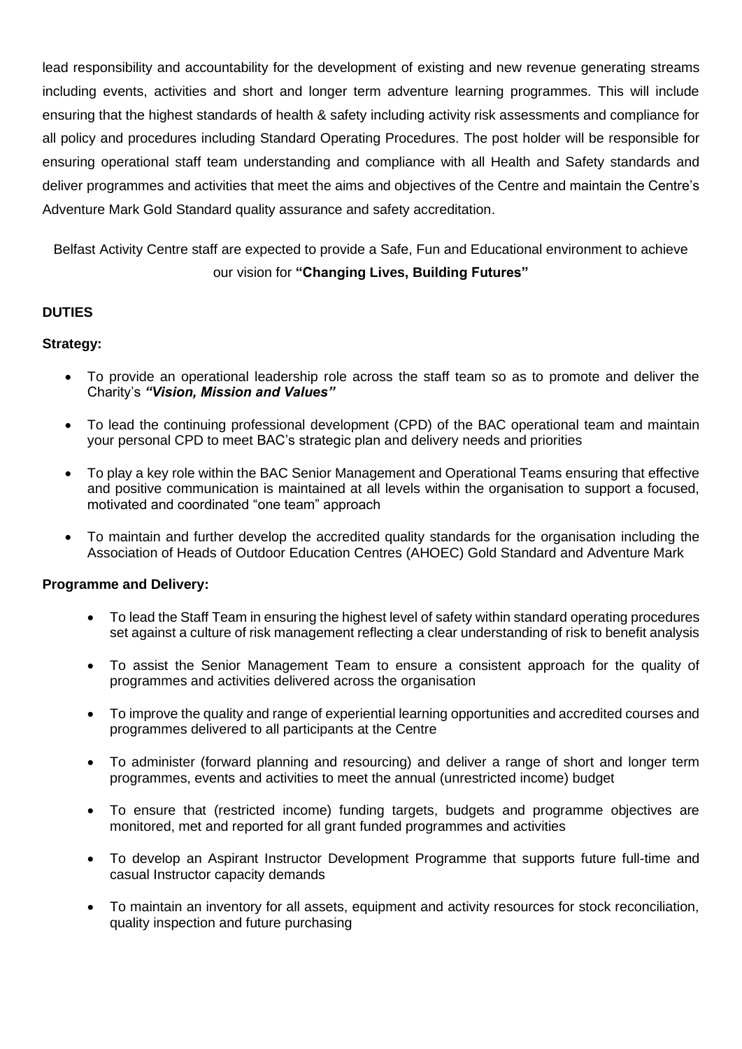lead responsibility and accountability for the development of existing and new revenue generating streams including events, activities and short and longer term adventure learning programmes. This will include ensuring that the highest standards of health & safety including activity risk assessments and compliance for all policy and procedures including Standard Operating Procedures. The post holder will be responsible for ensuring operational staff team understanding and compliance with all Health and Safety standards and deliver programmes and activities that meet the aims and objectives of the Centre and maintain the Centre's Adventure Mark Gold Standard quality assurance and safety accreditation.

Belfast Activity Centre staff are expected to provide a Safe, Fun and Educational environment to achieve our vision for **"Changing Lives, Building Futures"**

**DUTIES**

**Strategy:**

- To provide an operational leadership role across the staff team so as to promote and deliver the Charity's ***"Vision, Mission and Values"***
- To lead the continuing professional development (CPD) of the BAC operational team and maintain your personal CPD to meet BAC's strategic plan and delivery needs and priorities
- To play a key role within the BAC Senior Management and Operational Teams ensuring that effective and positive communication is maintained at all levels within the organisation to support a focused, motivated and coordinated "one team" approach
- To maintain and further develop the accredited quality standards for the organisation including the Association of Heads of Outdoor Education Centres (AHOEC) Gold Standard and Adventure Mark

**Programme and Delivery:**

- To lead the Staff Team in ensuring the highest level of safety within standard operating procedures set against a culture of risk management reflecting a clear understanding of risk to benefit analysis
- To assist the Senior Management Team to ensure a consistent approach for the quality of programmes and activities delivered across the organisation
- To improve the quality and range of experiential learning opportunities and accredited courses and programmes delivered to all participants at the Centre
- To administer (forward planning and resourcing) and deliver a range of short and longer term programmes, events and activities to meet the annual (unrestricted income) budget
- To ensure that (restricted income) funding targets, budgets and programme objectives are monitored, met and reported for all grant funded programmes and activities
- To develop an Aspirant Instructor Development Programme that supports future full-time and casual Instructor capacity demands
- To maintain an inventory for all assets, equipment and activity resources for stock reconciliation, quality inspection and future purchasing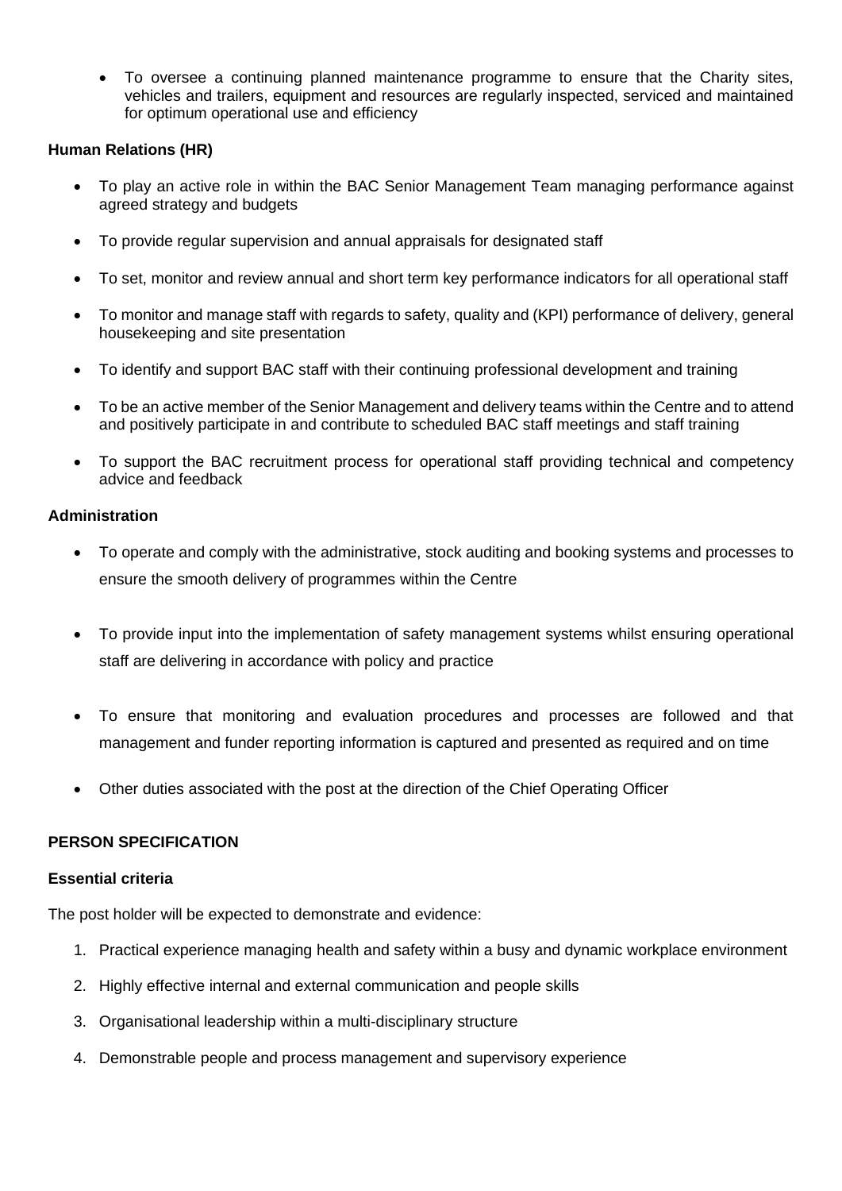- To oversee a continuing planned maintenance programme to ensure that the Charity sites, vehicles and trailers, equipment and resources are regularly inspected, serviced and maintained for optimum operational use and efficiency

**Human Relations (HR)**

- To play an active role in within the BAC Senior Management Team managing performance against agreed strategy and budgets
- To provide regular supervision and annual appraisals for designated staff
- To set, monitor and review annual and short term key performance indicators for all operational staff
- To monitor and manage staff with regards to safety, quality and (KPI) performance of delivery, general housekeeping and site presentation
- To identify and support BAC staff with their continuing professional development and training
- To be an active member of the Senior Management and delivery teams within the Centre and to attend and positively participate in and contribute to scheduled BAC staff meetings and staff training
- To support the BAC recruitment process for operational staff providing technical and competency advice and feedback

**Administration**

- To operate and comply with the administrative, stock auditing and booking systems and processes to ensure the smooth delivery of programmes within the Centre
- To provide input into the implementation of safety management systems whilst ensuring operational staff are delivering in accordance with policy and practice
- To ensure that monitoring and evaluation procedures and processes are followed and that management and funder reporting information is captured and presented as required and on time
- Other duties associated with the post at the direction of the Chief Operating Officer

**PERSON SPECIFICATION**

**Essential criteria**

The post holder will be expected to demonstrate and evidence:

1. Practical experience managing health and safety within a busy and dynamic workplace environment
2. Highly effective internal and external communication and people skills
3. Organisational leadership within a multi-disciplinary structure
4. Demonstrable people and process management and supervisory experience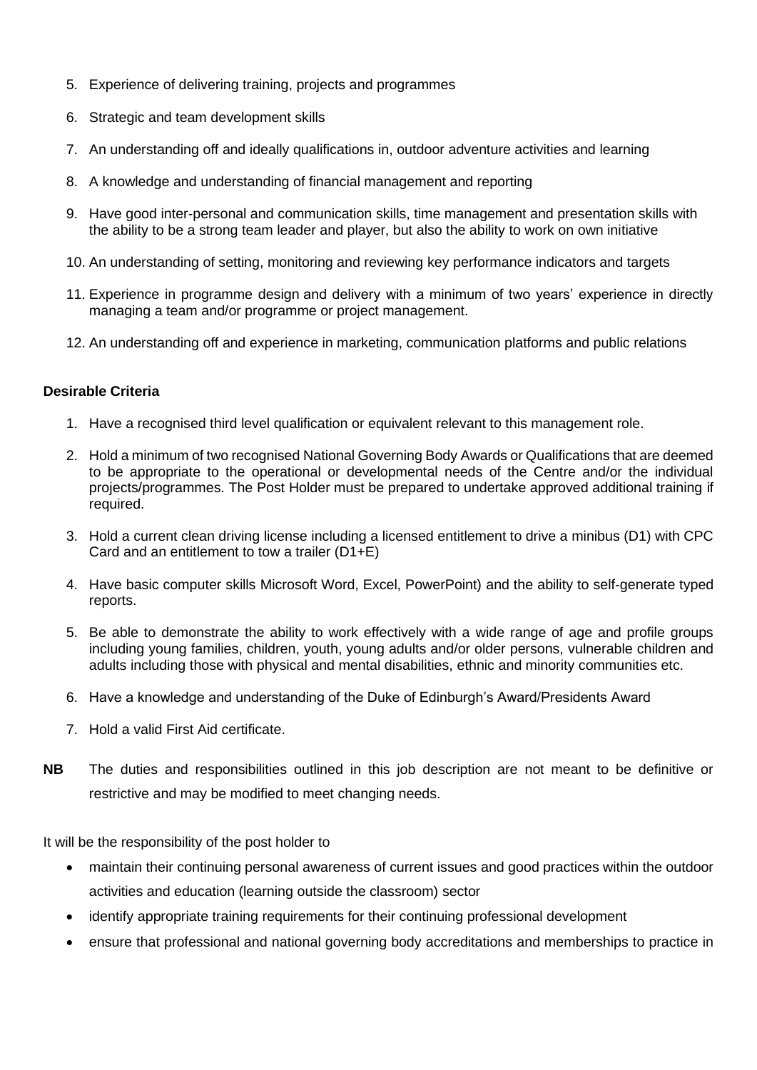5. Experience of delivering training, projects and programmes
6. Strategic and team development skills
7. An understanding off and ideally qualifications in, outdoor adventure activities and learning
8. A knowledge and understanding of financial management and reporting
9. Have good inter-personal and communication skills, time management and presentation skills with the ability to be a strong team leader and player, but also the ability to work on own initiative
10. An understanding of setting, monitoring and reviewing key performance indicators and targets
11. Experience in programme design and delivery with a minimum of two years' experience in directly managing a team and/or programme or project management.
12. An understanding off and experience in marketing, communication platforms and public relations

**Desirable Criteria**

1. Have a recognised third level qualification or equivalent relevant to this management role.
2. Hold a minimum of two recognised National Governing Body Awards or Qualifications that are deemed to be appropriate to the operational or developmental needs of the Centre and/or the individual projects/programmes. The Post Holder must be prepared to undertake approved additional training if required.
3. Hold a current clean driving license including a licensed entitlement to drive a minibus (D1) with CPC Card and an entitlement to tow a trailer (D1+E)
4. Have basic computer skills Microsoft Word, Excel, PowerPoint) and the ability to self-generate typed reports.
5. Be able to demonstrate the ability to work effectively with a wide range of age and profile groups including young families, children, youth, young adults and/or older persons, vulnerable children and adults including those with physical and mental disabilities, ethnic and minority communities etc.
6. Have a knowledge and understanding of the Duke of Edinburgh's Award/Presidents Award
7. Hold a valid First Aid certificate.

**NB** The duties and responsibilities outlined in this job description are not meant to be definitive or restrictive and may be modified to meet changing needs.

It will be the responsibility of the post holder to

- maintain their continuing personal awareness of current issues and good practices within the outdoor activities and education (learning outside the classroom) sector
- identify appropriate training requirements for their continuing professional development
- ensure that professional and national governing body accreditations and memberships to practice in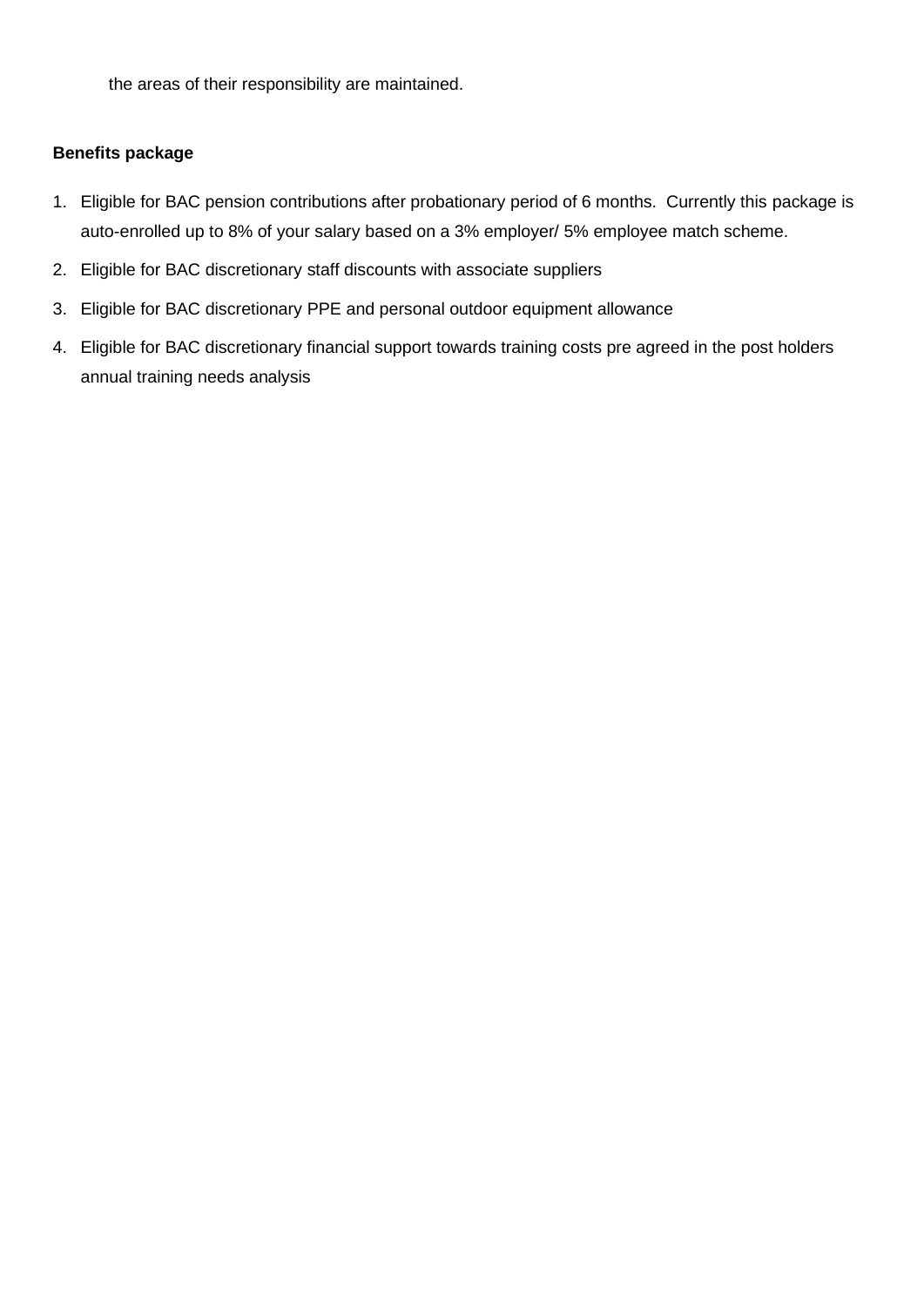the areas of their responsibility are maintained.

**Benefits package**

1. Eligible for BAC pension contributions after probationary period of 6 months.  Currently this package is auto-enrolled up to 8% of your salary based on a 3% employer/ 5% employee match scheme.
2. Eligible for BAC discretionary staff discounts with associate suppliers
3. Eligible for BAC discretionary PPE and personal outdoor equipment allowance
4. Eligible for BAC discretionary financial support towards training costs pre agreed in the post holders annual training needs analysis